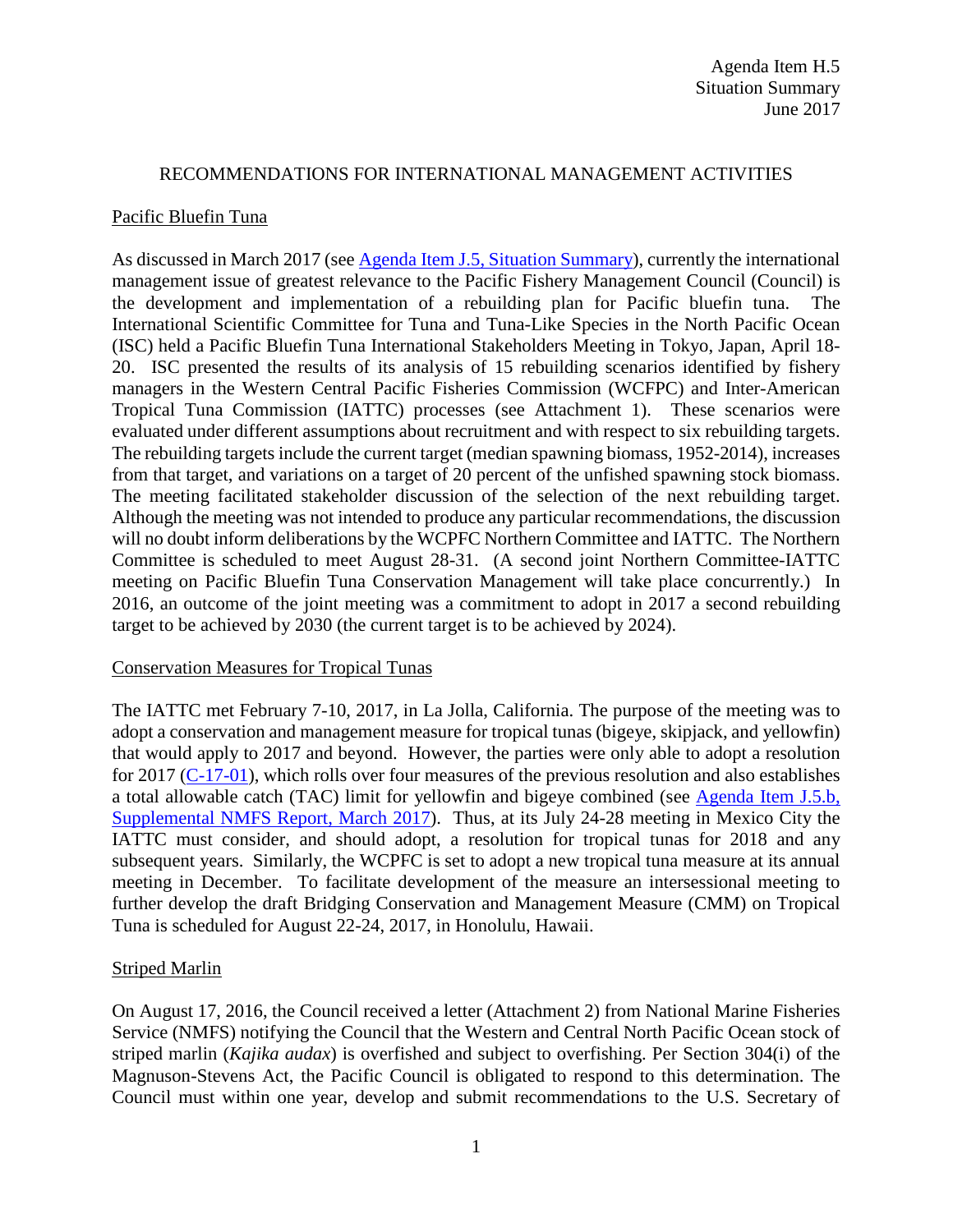Agenda Item H.5
Situation Summary
June 2017

# RECOMMENDATIONS FOR INTERNATIONAL MANAGEMENT ACTIVITIES

## Pacific Bluefin Tuna

As discussed in March 2017 (see [Agenda Item J.5, Situation Summary](#)), currently the international management issue of greatest relevance to the Pacific Fishery Management Council (Council) is the development and implementation of a rebuilding plan for Pacific bluefin tuna. The International Scientific Committee for Tuna and Tuna-Like Species in the North Pacific Ocean (ISC) held a Pacific Bluefin Tuna International Stakeholders Meeting in Tokyo, Japan, April 18-20. ISC presented the results of its analysis of 15 rebuilding scenarios identified by fishery managers in the Western Central Pacific Fisheries Commission (WCPFC) and Inter-American Tropical Tuna Commission (IATTC) processes (see Attachment 1). These scenarios were evaluated under different assumptions about recruitment and with respect to six rebuilding targets. The rebuilding targets include the current target (median spawning biomass, 1952-2014), increases from that target, and variations on a target of 20 percent of the unfished spawning stock biomass. The meeting facilitated stakeholder discussion of the selection of the next rebuilding target. Although the meeting was not intended to produce any particular recommendations, the discussion will no doubt inform deliberations by the WCPFC Northern Committee and IATTC. The Northern Committee is scheduled to meet August 28-31. (A second joint Northern Committee-IATTC meeting on Pacific Bluefin Tuna Conservation Management will take place concurrently.) In 2016, an outcome of the joint meeting was a commitment to adopt in 2017 a second rebuilding target to be achieved by 2030 (the current target is to be achieved by 2024).

## Conservation Measures for Tropical Tunas

The IATTC met February 7-10, 2017, in La Jolla, California. The purpose of the meeting was to adopt a conservation and management measure for tropical tunas (bigeye, skipjack, and yellowfin) that would apply to 2017 and beyond. However, the parties were only able to adopt a resolution for 2017 ([C-17-01](#)), which rolls over four measures of the previous resolution and also establishes a total allowable catch (TAC) limit for yellowfin and bigeye combined (see [Agenda Item J.5.b, Supplemental NMFS Report, March 2017](#)). Thus, at its July 24-28 meeting in Mexico City the IATTC must consider, and should adopt, a resolution for tropical tunas for 2018 and any subsequent years. Similarly, the WCPFC is set to adopt a new tropical tuna measure at its annual meeting in December. To facilitate development of the measure an intersessional meeting to further develop the draft Bridging Conservation and Management Measure (CMM) on Tropical Tuna is scheduled for August 22-24, 2017, in Honolulu, Hawaii.

## Striped Marlin

On August 17, 2016, the Council received a letter (Attachment 2) from National Marine Fisheries Service (NMFS) notifying the Council that the Western and Central North Pacific Ocean stock of striped marlin (*Kajika audax*) is overfished and subject to overfishing. Per Section 304(i) of the Magnuson-Stevens Act, the Pacific Council is obligated to respond to this determination. The Council must within one year, develop and submit recommendations to the U.S. Secretary of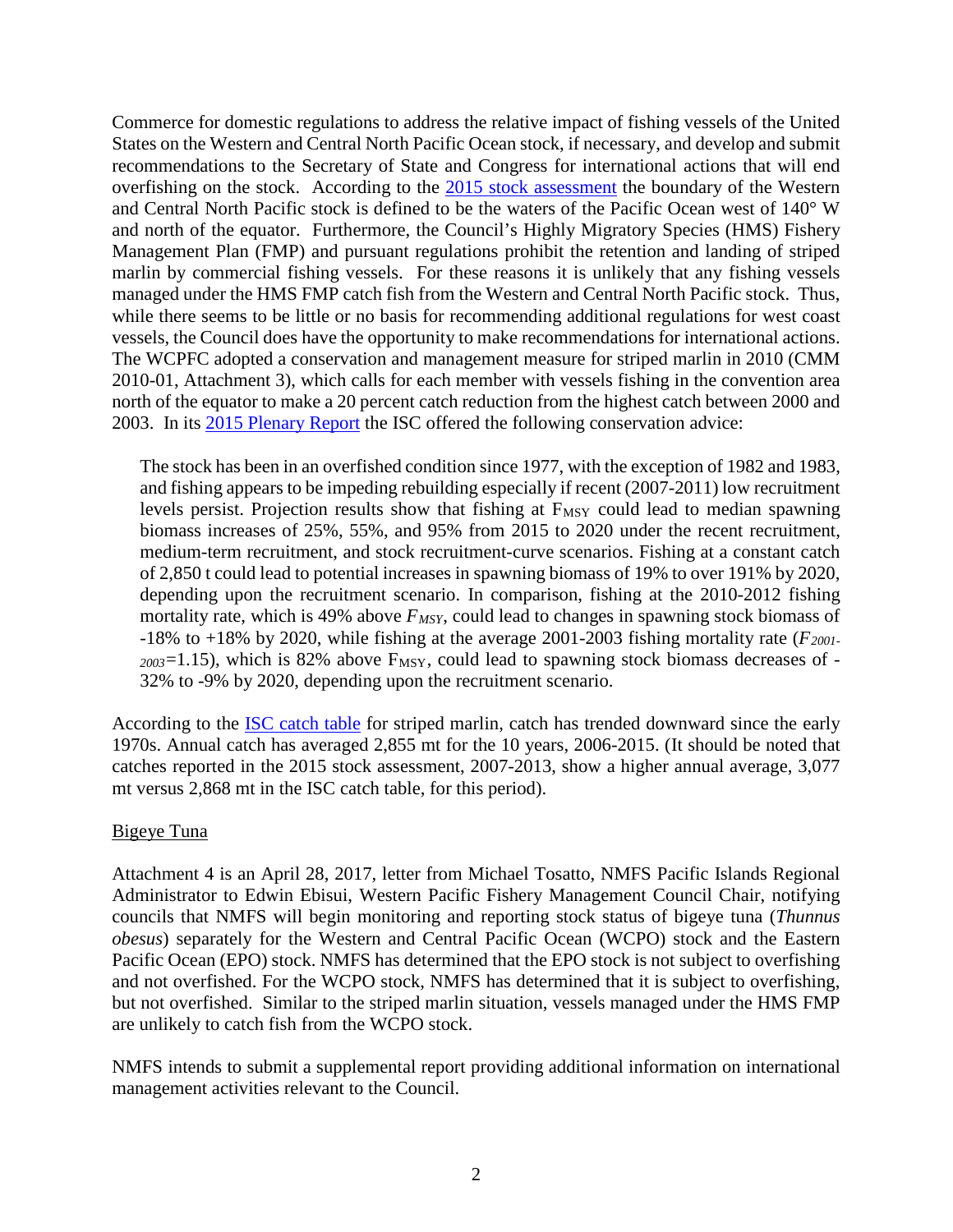Commerce for domestic regulations to address the relative impact of fishing vessels of the United States on the Western and Central North Pacific Ocean stock, if necessary, and develop and submit recommendations to the Secretary of State and Congress for international actions that will end overfishing on the stock. According to the 2015 stock assessment the boundary of the Western and Central North Pacific stock is defined to be the waters of the Pacific Ocean west of 140° W and north of the equator. Furthermore, the Council's Highly Migratory Species (HMS) Fishery Management Plan (FMP) and pursuant regulations prohibit the retention and landing of striped marlin by commercial fishing vessels. For these reasons it is unlikely that any fishing vessels managed under the HMS FMP catch fish from the Western and Central North Pacific stock. Thus, while there seems to be little or no basis for recommending additional regulations for west coast vessels, the Council does have the opportunity to make recommendations for international actions. The WCPFC adopted a conservation and management measure for striped marlin in 2010 (CMM 2010-01, Attachment 3), which calls for each member with vessels fishing in the convention area north of the equator to make a 20 percent catch reduction from the highest catch between 2000 and 2003. In its 2015 Plenary Report the ISC offered the following conservation advice:

> The stock has been in an overfished condition since 1977, with the exception of 1982 and 1983, and fishing appears to be impeding rebuilding especially if recent (2007-2011) low recruitment levels persist. Projection results show that fishing at $F_{MSY}$ could lead to median spawning biomass increases of 25%, 55%, and 95% from 2015 to 2020 under the recent recruitment, medium-term recruitment, and stock recruitment-curve scenarios. Fishing at a constant catch of 2,850 t could lead to potential increases in spawning biomass of 19% to over 191% by 2020, depending upon the recruitment scenario. In comparison, fishing at the 2010-2012 fishing mortality rate, which is 49% above $F_{MSY}$, could lead to changes in spawning stock biomass of -18% to +18% by 2020, while fishing at the average 2001-2003 fishing mortality rate ($F_{2001-2003}$=1.15), which is 82% above $F_{MSY}$, could lead to spawning stock biomass decreases of -32% to -9% by 2020, depending upon the recruitment scenario.

According to the ISC catch table for striped marlin, catch has trended downward since the early 1970s. Annual catch has averaged 2,855 mt for the 10 years, 2006-2015. (It should be noted that catches reported in the 2015 stock assessment, 2007-2013, show a higher annual average, 3,077 mt versus 2,868 mt in the ISC catch table, for this period).

Bigeye Tuna

Attachment 4 is an April 28, 2017, letter from Michael Tosatto, NMFS Pacific Islands Regional Administrator to Edwin Ebisui, Western Pacific Fishery Management Council Chair, notifying councils that NMFS will begin monitoring and reporting stock status of bigeye tuna (*Thunnus obesus*) separately for the Western and Central Pacific Ocean (WCPO) stock and the Eastern Pacific Ocean (EPO) stock. NMFS has determined that the EPO stock is not subject to overfishing and not overfished. For the WCPO stock, NMFS has determined that it is subject to overfishing, but not overfished. Similar to the striped marlin situation, vessels managed under the HMS FMP are unlikely to catch fish from the WCPO stock.

NMFS intends to submit a supplemental report providing additional information on international management activities relevant to the Council.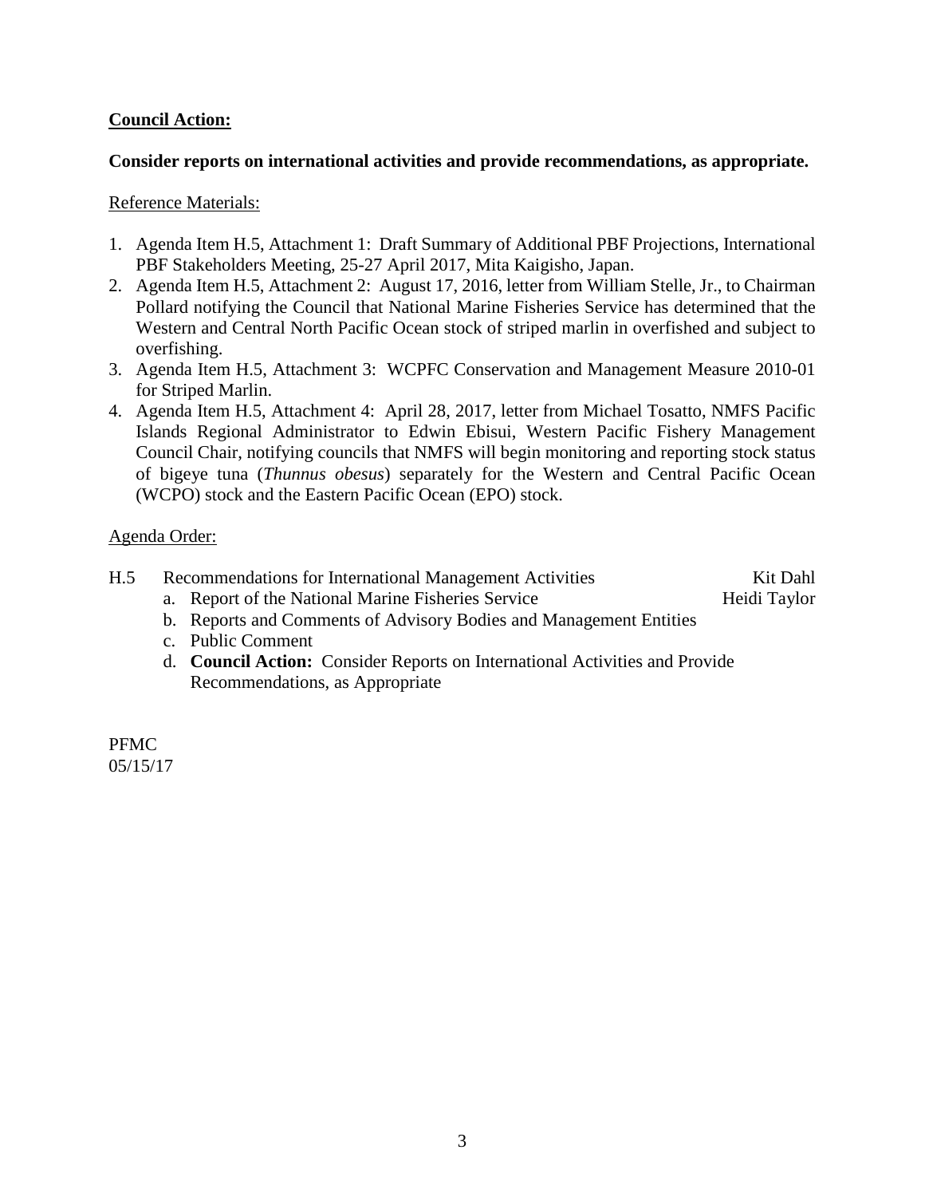**Council Action:**

**Consider reports on international activities and provide recommendations, as appropriate.**

Reference Materials:

1. Agenda Item H.5, Attachment 1: Draft Summary of Additional PBF Projections, International PBF Stakeholders Meeting, 25-27 April 2017, Mita Kaigisho, Japan.
2. Agenda Item H.5, Attachment 2: August 17, 2016, letter from William Stelle, Jr., to Chairman Pollard notifying the Council that National Marine Fisheries Service has determined that the Western and Central North Pacific Ocean stock of striped marlin in overfished and subject to overfishing.
3. Agenda Item H.5, Attachment 3: WCPFC Conservation and Management Measure 2010-01 for Striped Marlin.
4. Agenda Item H.5, Attachment 4: April 28, 2017, letter from Michael Tosatto, NMFS Pacific Islands Regional Administrator to Edwin Ebisui, Western Pacific Fishery Management Council Chair, notifying councils that NMFS will begin monitoring and reporting stock status of bigeye tuna (*Thunnus obesus*) separately for the Western and Central Pacific Ocean (WCPO) stock and the Eastern Pacific Ocean (EPO) stock.

Agenda Order:

H.5 Recommendations for International Management Activities — Kit Dahl

a. Report of the National Marine Fisheries Service — Heidi Taylor
b. Reports and Comments of Advisory Bodies and Management Entities
c. Public Comment
d. **Council Action:** Consider Reports on International Activities and Provide Recommendations, as Appropriate

PFMC
05/15/17